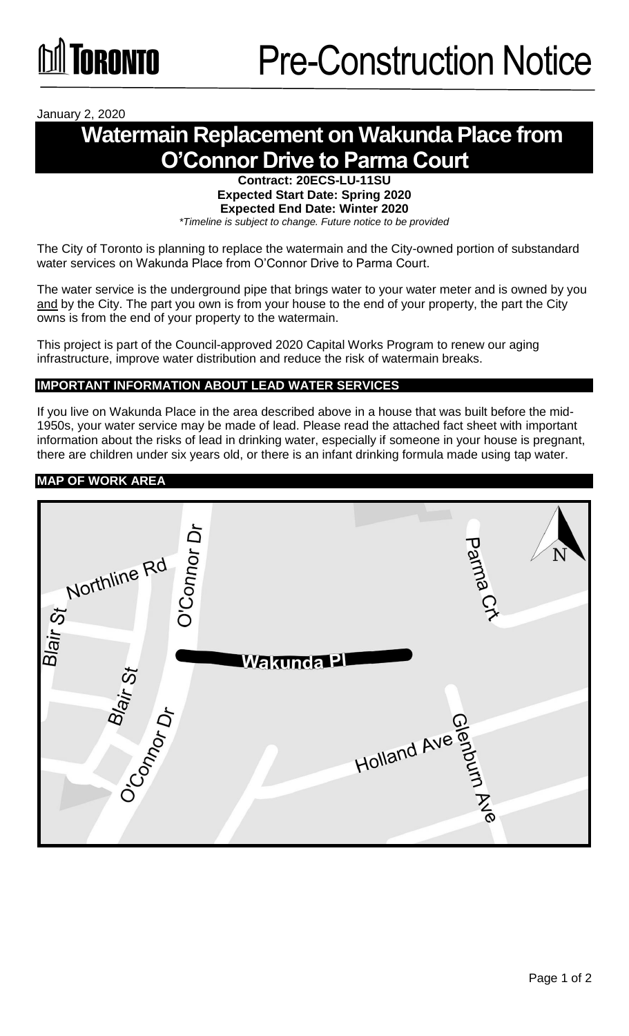# Pre-Construction Notice

January 2, 2020

## Watermain Replacement on Wakunda Place from O'Connor Drive to Parma Court

**Contract: 20ECS-LU-11SU**
**Expected Start Date: Spring 2020**
**Expected End Date: Winter 2020**
*\*Timeline is subject to change. Future notice to be provided*

The City of Toronto is planning to replace the watermain and the City-owned portion of substandard water services on Wakunda Place from O'Connor Drive to Parma Court.

The water service is the underground pipe that brings water to your water meter and is owned by you and by the City. The part you own is from your house to the end of your property, the part the City owns is from the end of your property to the watermain.

This project is part of the Council-approved 2020 Capital Works Program to renew our aging infrastructure, improve water distribution and reduce the risk of watermain breaks.

### IMPORTANT INFORMATION ABOUT LEAD WATER SERVICES

If you live on Wakunda Place in the area described above in a house that was built before the mid-1950s, your water service may be made of lead. Please read the attached fact sheet with important information about the risks of lead in drinking water, especially if someone in your house is pregnant, there are children under six years old, or there is an infant drinking formula made using tap water.

### MAP OF WORK AREA

Northline Rd, Blair St, O'Connor Dr, Wakunda Pl, Parma Crt, Holland Ave, Glenburn Ave, N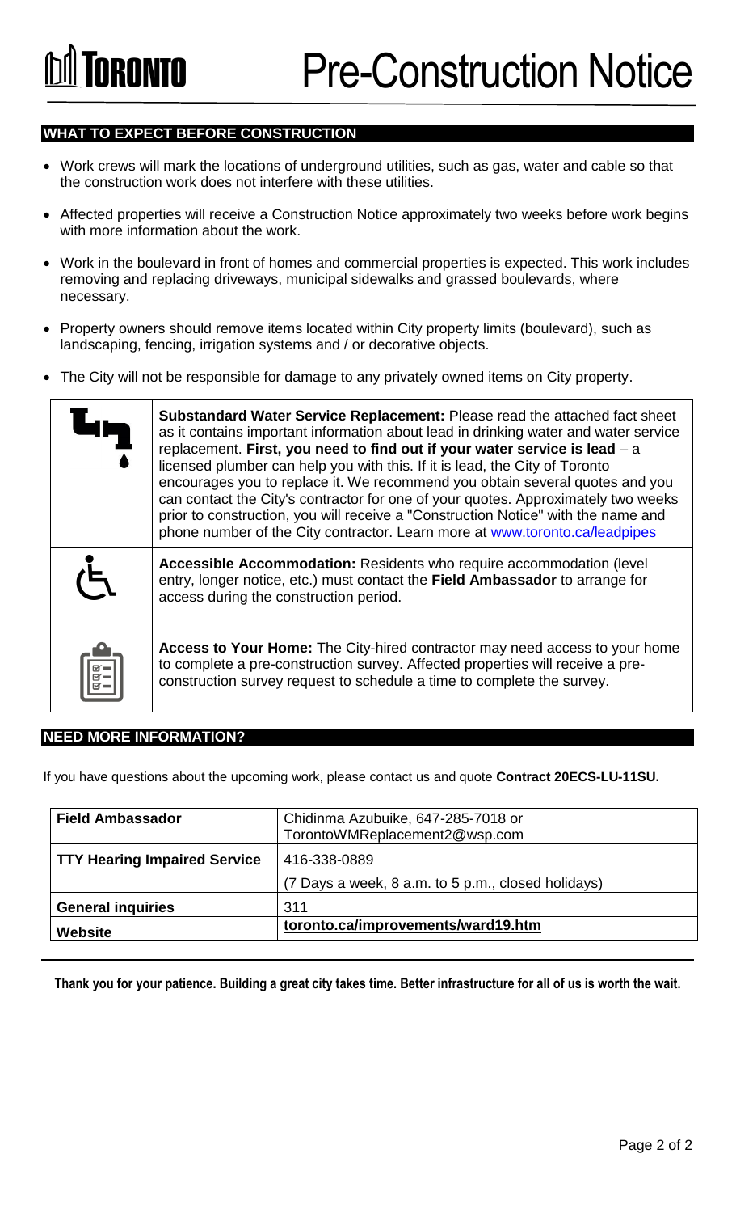# Pre-Construction Notice

## WHAT TO EXPECT BEFORE CONSTRUCTION

- Work crews will mark the locations of underground utilities, such as gas, water and cable so that the construction work does not interfere with these utilities.
- Affected properties will receive a Construction Notice approximately two weeks before work begins with more information about the work.
- Work in the boulevard in front of homes and commercial properties is expected. This work includes removing and replacing driveways, municipal sidewalks and grassed boulevards, where necessary.
- Property owners should remove items located within City property limits (boulevard), such as landscaping, fencing, irrigation systems and / or decorative objects.
- The City will not be responsible for damage to any privately owned items on City property.

| | |
|---|---|
| | **Substandard Water Service Replacement:** Please read the attached fact sheet as it contains important information about lead in drinking water and water service replacement. **First, you need to find out if your water service is lead** – a licensed plumber can help you with this. If it is lead, the City of Toronto encourages you to replace it. We recommend you obtain several quotes and you can contact the City's contractor for one of your quotes. Approximately two weeks prior to construction, you will receive a "Construction Notice" with the name and phone number of the City contractor. Learn more at www.toronto.ca/leadpipes |
| | **Accessible Accommodation:** Residents who require accommodation (level entry, longer notice, etc.) must contact the **Field Ambassador** to arrange for access during the construction period. |
| | **Access to Your Home:** The City-hired contractor may need access to your home to complete a pre-construction survey. Affected properties will receive a pre-construction survey request to schedule a time to complete the survey. |

## NEED MORE INFORMATION?

If you have questions about the upcoming work, please contact us and quote **Contract 20ECS-LU-11SU.**

| | |
|---|---|
| **Field Ambassador** | Chidinma Azubuike, 647-285-7018 or TorontoWMReplacement2@wsp.com |
| **TTY Hearing Impaired Service** | 416-338-0889<br>(7 Days a week, 8 a.m. to 5 p.m., closed holidays) |
| **General inquiries** | 311 |
| **Website** | **toronto.ca/improvements/ward19.htm** |

**Thank you for your patience. Building a great city takes time. Better infrastructure for all of us is worth the wait.**